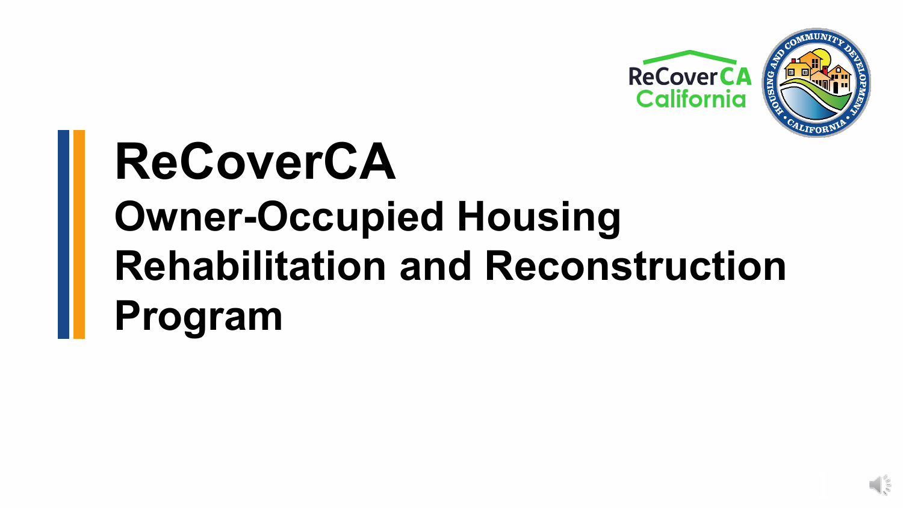# ReCoverCA

## Owner-Occupied Housing Rehabilitation and Reconstruction Program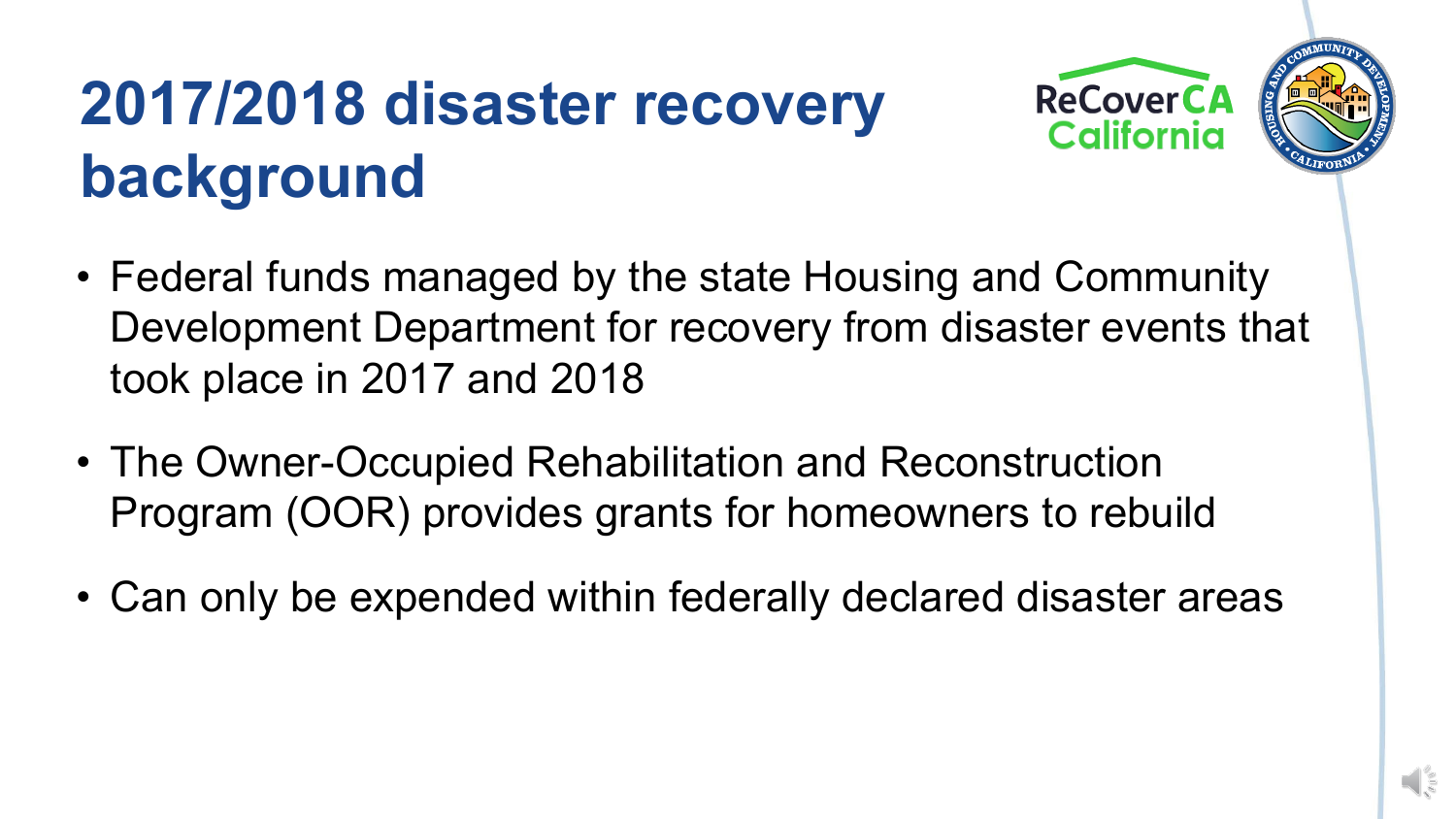# 2017/2018 disaster recovery background

- Federal funds managed by the state Housing and Community Development Department for recovery from disaster events that took place in 2017 and 2018
- The Owner-Occupied Rehabilitation and Reconstruction Program (OOR) provides grants for homeowners to rebuild
- Can only be expended within federally declared disaster areas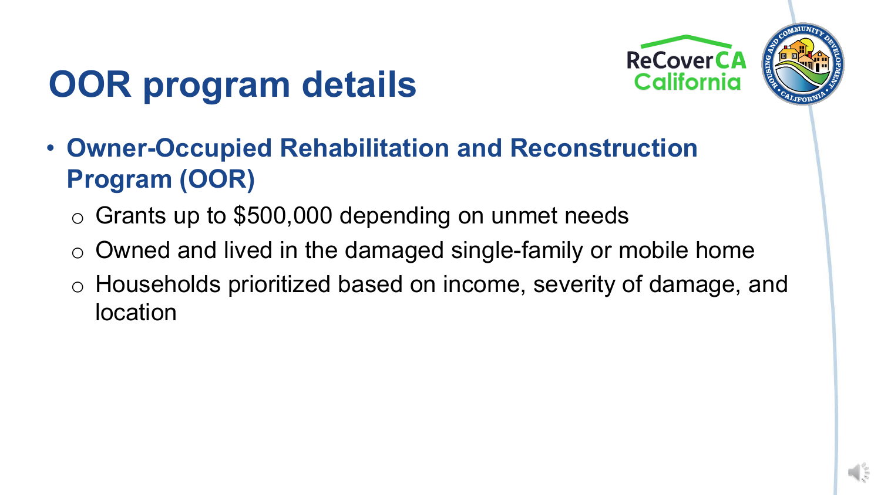# OOR program details

- **Owner-Occupied Rehabilitation and Reconstruction Program (OOR)**
  - Grants up to $500,000 depending on unmet needs
  - Owned and lived in the damaged single-family or mobile home
  - Households prioritized based on income, severity of damage, and location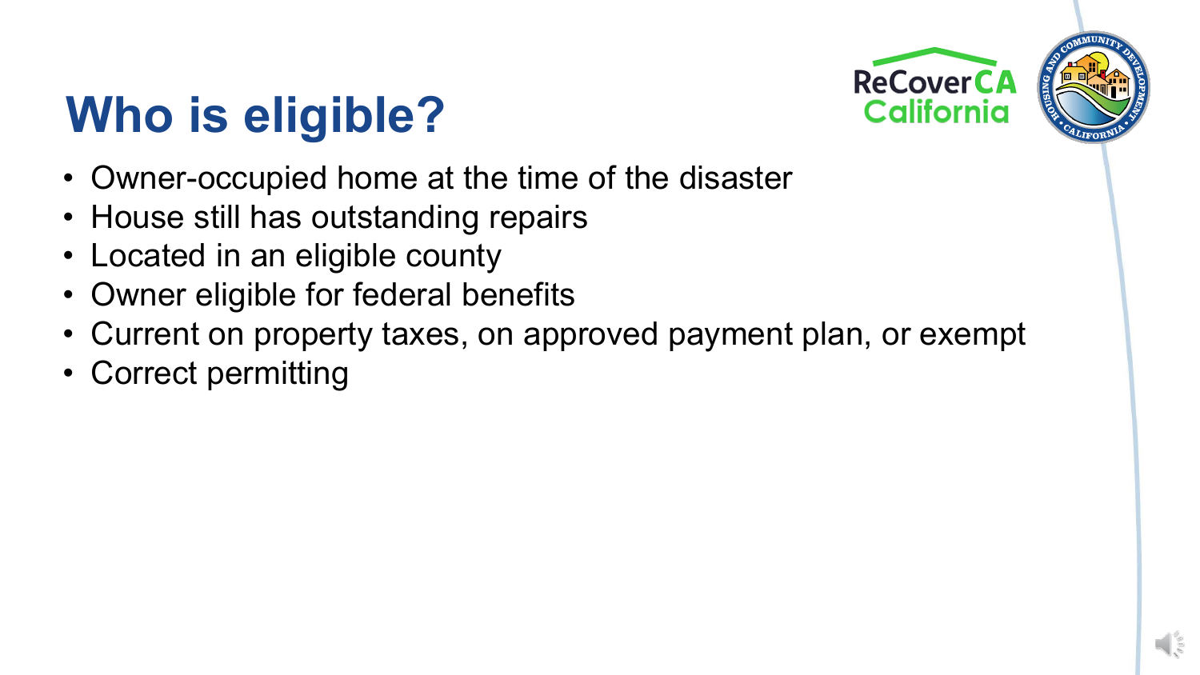# Who is eligible?

- Owner-occupied home at the time of the disaster
- House still has outstanding repairs
- Located in an eligible county
- Owner eligible for federal benefits
- Current on property taxes, on approved payment plan, or exempt
- Correct permitting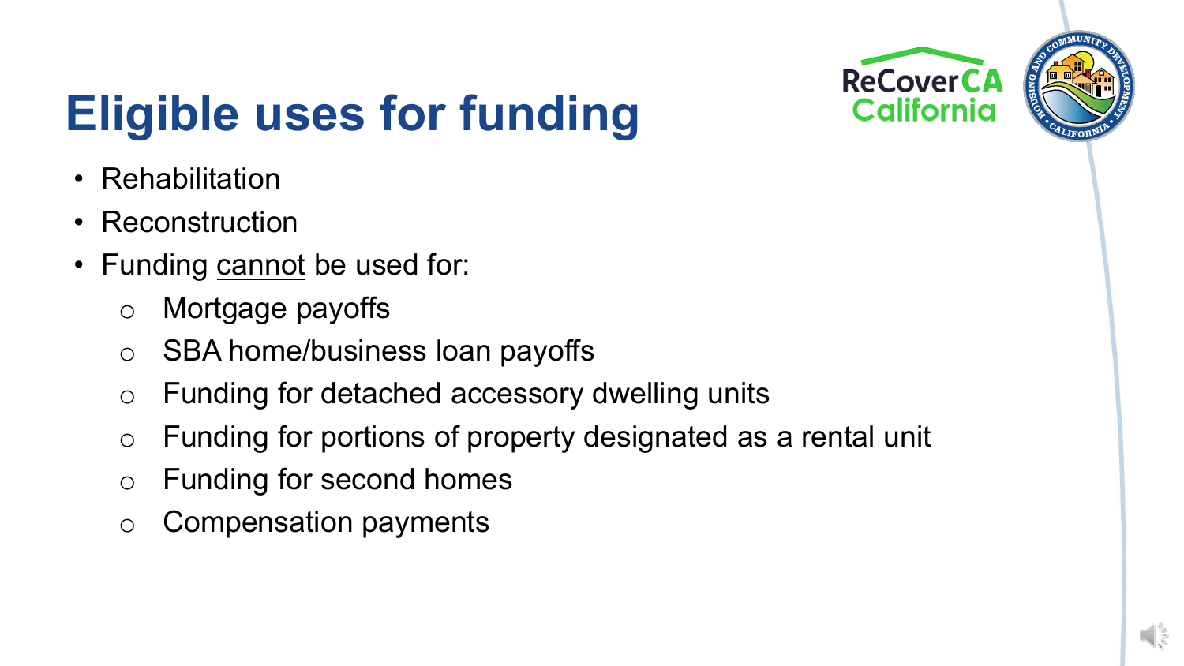# Eligible uses for funding

- Rehabilitation
- Reconstruction
- Funding <u>cannot</u> be used for:
  - Mortgage payoffs
  - SBA home/business loan payoffs
  - Funding for detached accessory dwelling units
  - Funding for portions of property designated as a rental unit
  - Funding for second homes
  - Compensation payments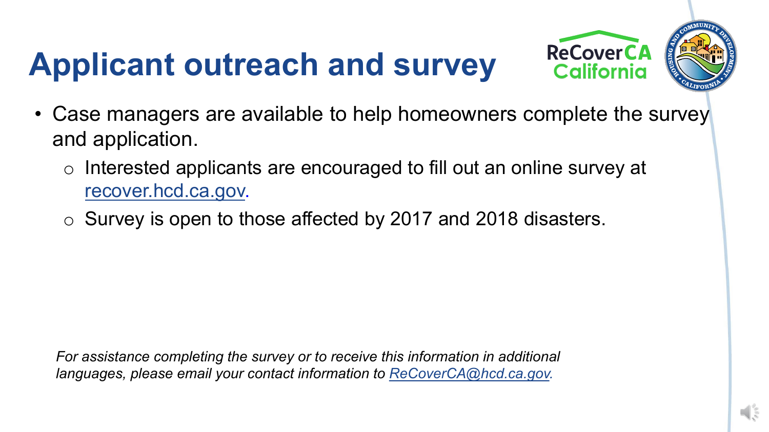# Applicant outreach and survey

- Case managers are available to help homeowners complete the survey and application.
  - Interested applicants are encouraged to fill out an online survey at [recover.hcd.ca.gov](recover.hcd.ca.gov).
  - Survey is open to those affected by 2017 and 2018 disasters.

*For assistance completing the survey or to receive this information in additional languages, please email your contact information to [ReCoverCA@hcd.ca.gov](mailto:ReCoverCA@hcd.ca.gov).*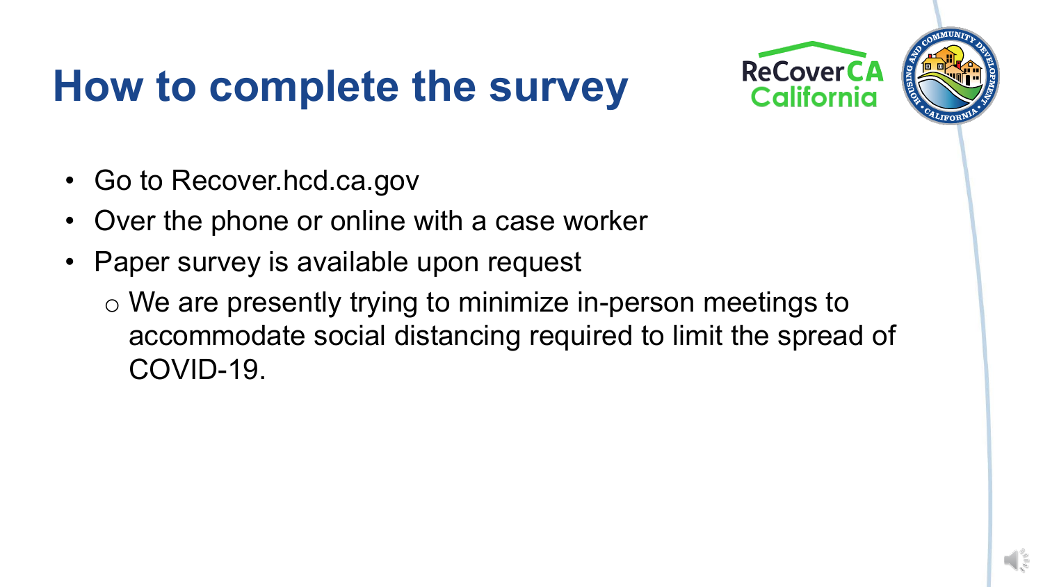# How to complete the survey

- Go to Recover.hcd.ca.gov
- Over the phone or online with a case worker
- Paper survey is available upon request
  - We are presently trying to minimize in-person meetings to accommodate social distancing required to limit the spread of COVID-19.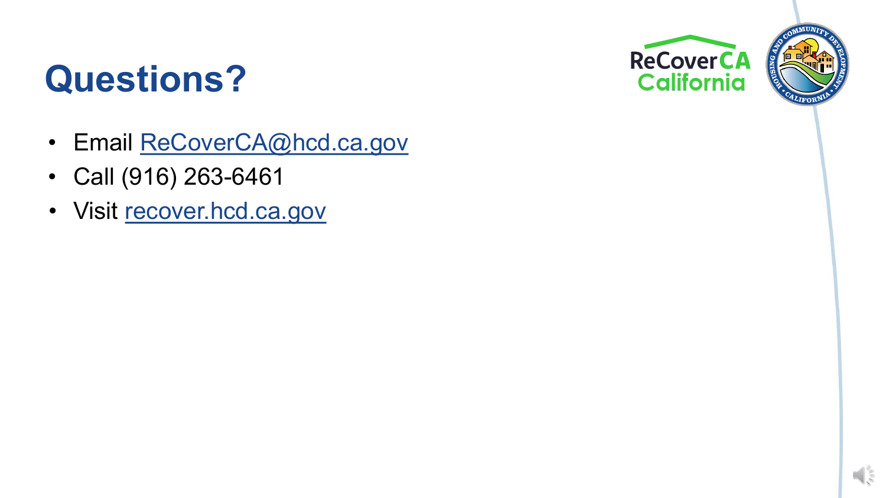# Questions?

- Email ReCoverCA@hcd.ca.gov
- Call (916) 263-6461
- Visit recover.hcd.ca.gov